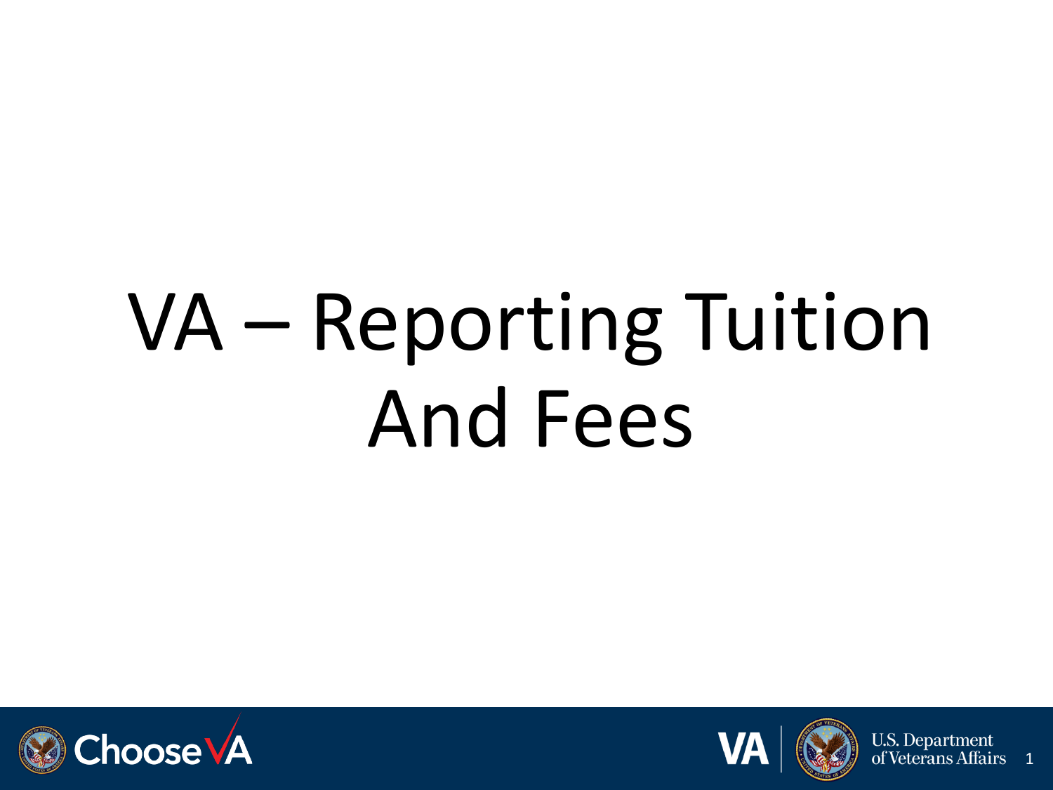# VA – Reporting Tuition And Fees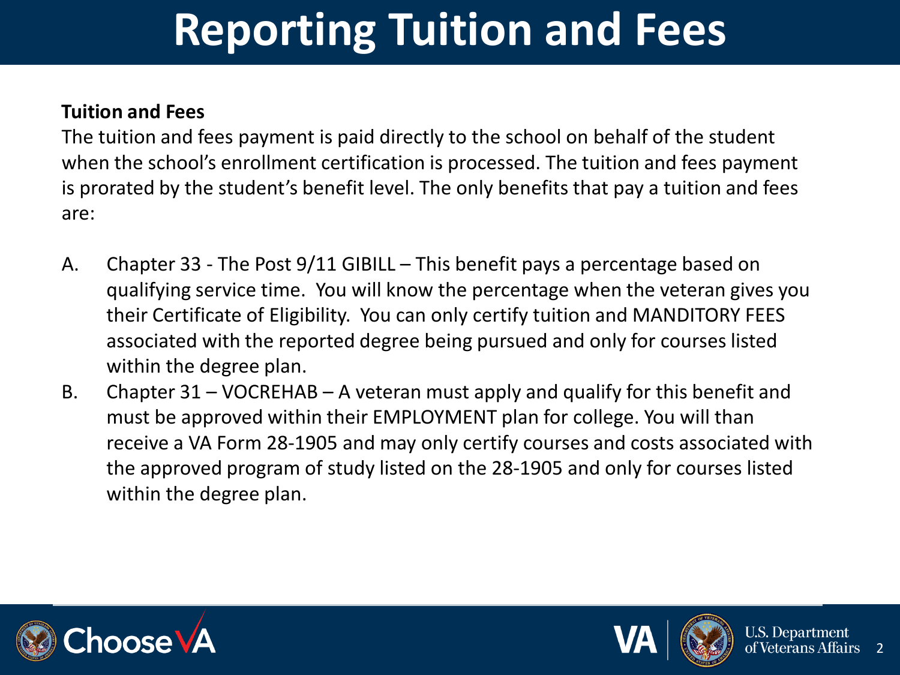# Reporting Tuition and Fees

**Tuition and Fees**

The tuition and fees payment is paid directly to the school on behalf of the student when the school's enrollment certification is processed. The tuition and fees payment is prorated by the student's benefit level. The only benefits that pay a tuition and fees are:

A. Chapter 33 - The Post 9/11 GIBILL – This benefit pays a percentage based on qualifying service time. You will know the percentage when the veteran gives you their Certificate of Eligibility. You can only certify tuition and MANDITORY FEES associated with the reported degree being pursued and only for courses listed within the degree plan.

B. Chapter 31 – VOCREHAB – A veteran must apply and qualify for this benefit and must be approved within their EMPLOYMENT plan for college. You will than receive a VA Form 28-1905 and may only certify courses and costs associated with the approved program of study listed on the 28-1905 and only for courses listed within the degree plan.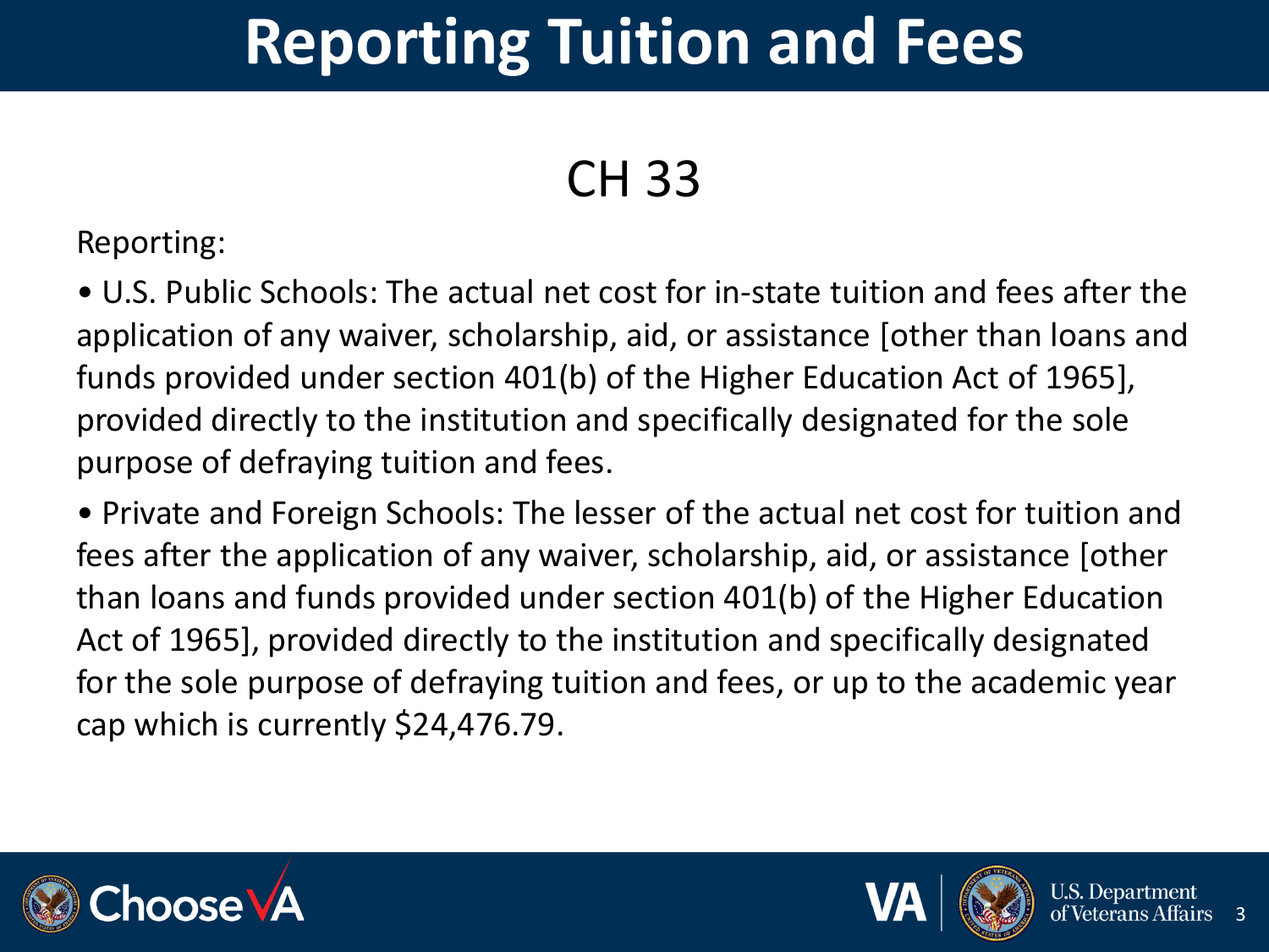# Reporting Tuition and Fees

## CH 33

Reporting:

- U.S. Public Schools: The actual net cost for in-state tuition and fees after the application of any waiver, scholarship, aid, or assistance [other than loans and funds provided under section 401(b) of the Higher Education Act of 1965], provided directly to the institution and specifically designated for the sole purpose of defraying tuition and fees.
- Private and Foreign Schools: The lesser of the actual net cost for tuition and fees after the application of any waiver, scholarship, aid, or assistance [other than loans and funds provided under section 401(b) of the Higher Education Act of 1965], provided directly to the institution and specifically designated for the sole purpose of defraying tuition and fees, or up to the academic year cap which is currently $24,476.79.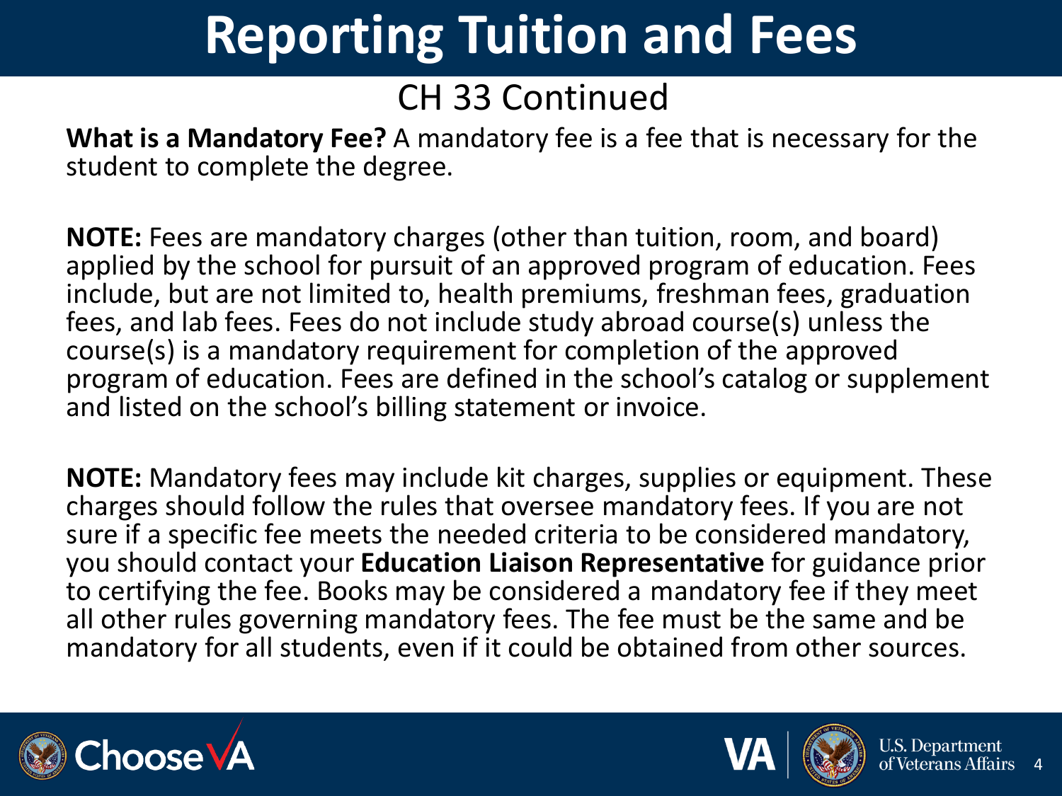# Reporting Tuition and Fees

## CH 33 Continued

**What is a Mandatory Fee?** A mandatory fee is a fee that is necessary for the student to complete the degree.

**NOTE:** Fees are mandatory charges (other than tuition, room, and board) applied by the school for pursuit of an approved program of education. Fees include, but are not limited to, health premiums, freshman fees, graduation fees, and lab fees. Fees do not include study abroad course(s) unless the course(s) is a mandatory requirement for completion of the approved program of education. Fees are defined in the school's catalog or supplement and listed on the school's billing statement or invoice.

**NOTE:** Mandatory fees may include kit charges, supplies or equipment. These charges should follow the rules that oversee mandatory fees. If you are not sure if a specific fee meets the needed criteria to be considered mandatory, you should contact your **Education Liaison Representative** for guidance prior to certifying the fee. Books may be considered a mandatory fee if they meet all other rules governing mandatory fees. The fee must be the same and be mandatory for all students, even if it could be obtained from other sources.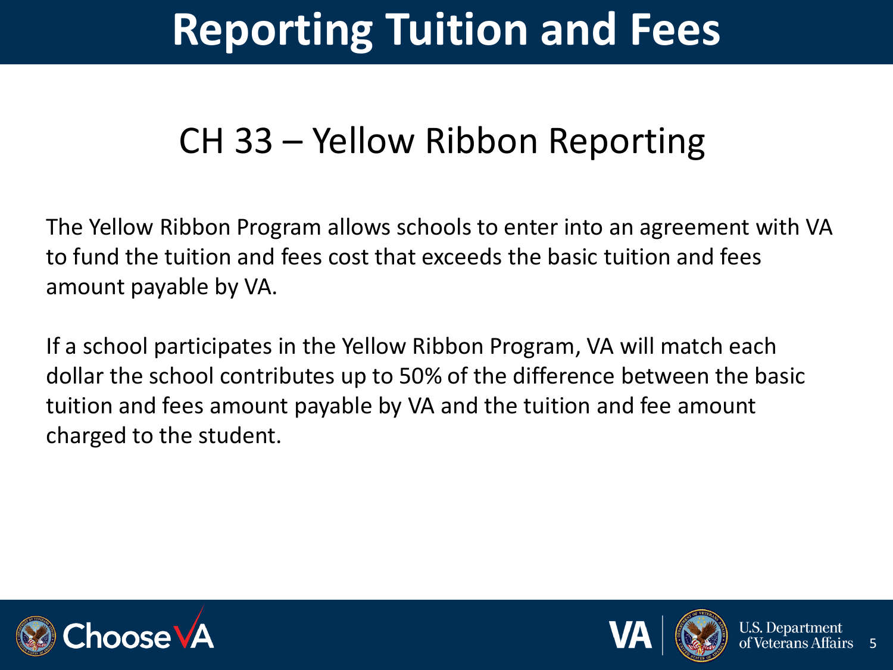# Reporting Tuition and Fees

## CH 33 – Yellow Ribbon Reporting

The Yellow Ribbon Program allows schools to enter into an agreement with VA to fund the tuition and fees cost that exceeds the basic tuition and fees amount payable by VA.

If a school participates in the Yellow Ribbon Program, VA will match each dollar the school contributes up to 50% of the difference between the basic tuition and fees amount payable by VA and the tuition and fee amount charged to the student.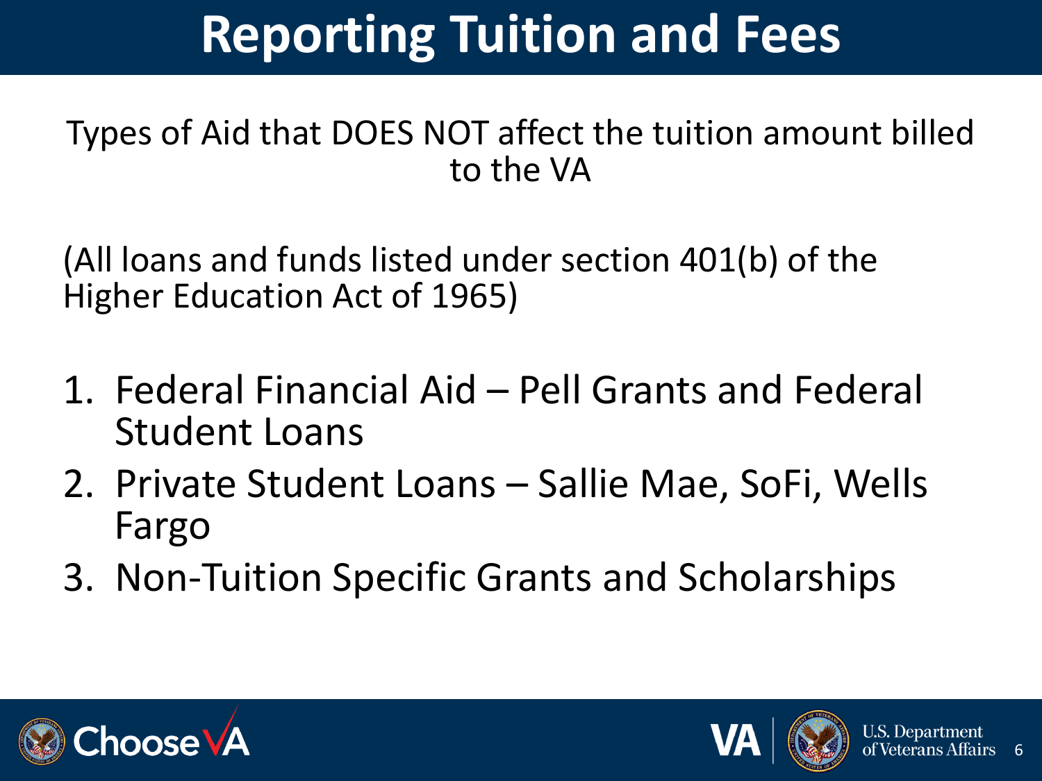# Reporting Tuition and Fees

Types of Aid that DOES NOT affect the tuition amount billed to the VA

(All loans and funds listed under section 401(b) of the Higher Education Act of 1965)

1. Federal Financial Aid – Pell Grants and Federal Student Loans
2. Private Student Loans – Sallie Mae, SoFi, Wells Fargo
3. Non-Tuition Specific Grants and Scholarships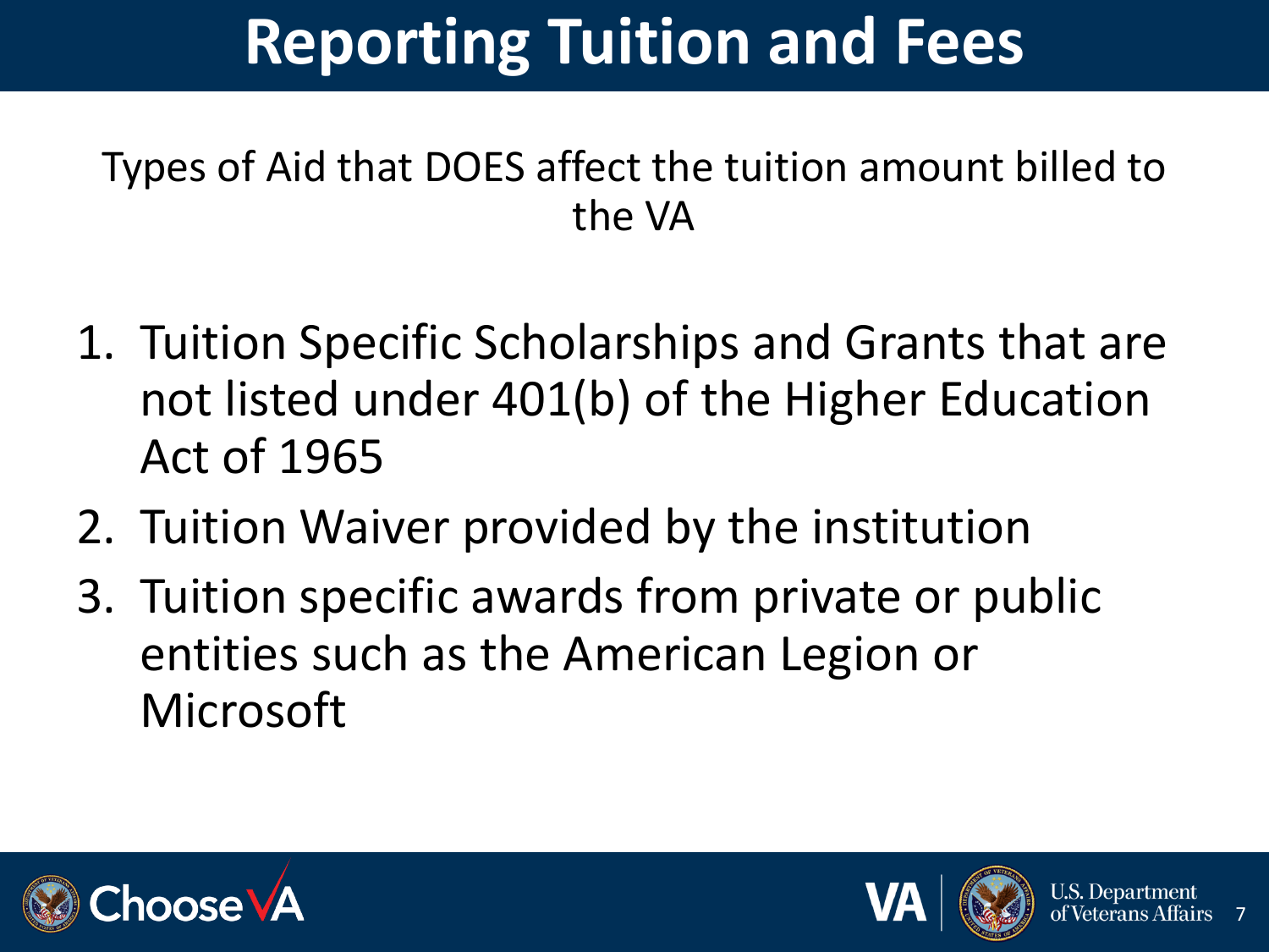# Reporting Tuition and Fees

Types of Aid that DOES affect the tuition amount billed to the VA

1. Tuition Specific Scholarships and Grants that are not listed under 401(b) of the Higher Education Act of 1965
2. Tuition Waiver provided by the institution
3. Tuition specific awards from private or public entities such as the American Legion or Microsoft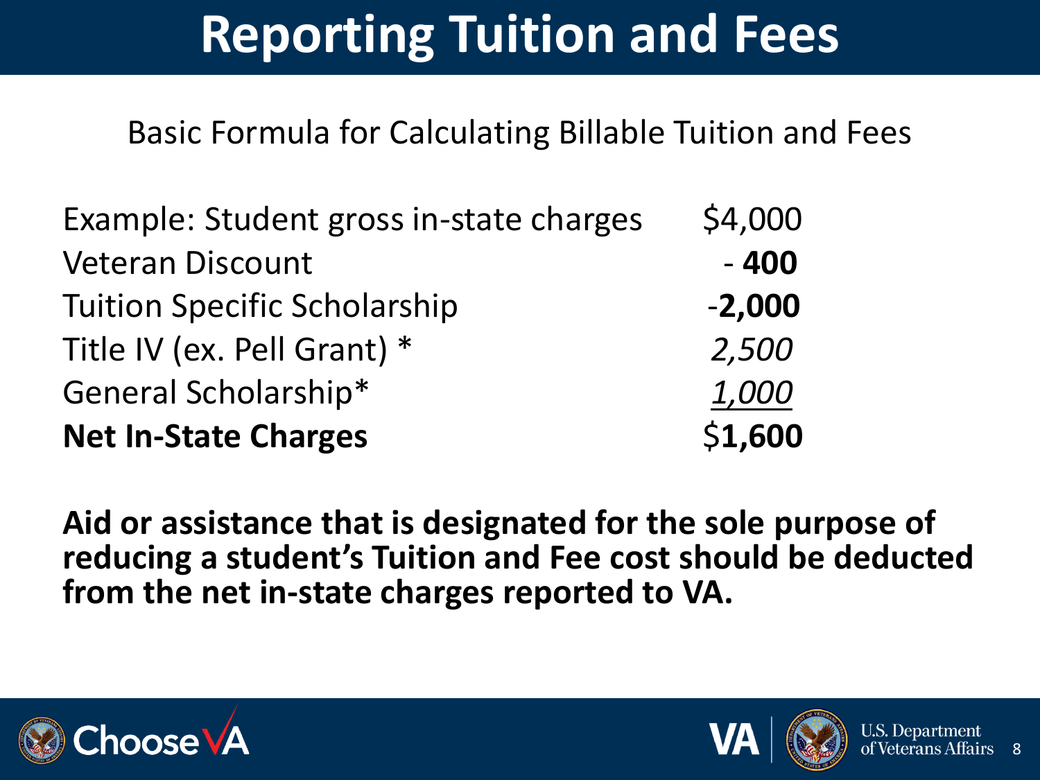# Reporting Tuition and Fees

Basic Formula for Calculating Billable Tuition and Fees

| | |
|---|---|
| Example: Student gross in-state charges | $4,000 |
| Veteran Discount | - **400** |
| Tuition Specific Scholarship | -**2,000** |
| Title IV (ex. Pell Grant) * | *2,500* |
| General Scholarship* | *1,000* |
| **Net In-State Charges** | $**1,600** |

**Aid or assistance that is designated for the sole purpose of reducing a student's Tuition and Fee cost should be deducted from the net in-state charges reported to VA.**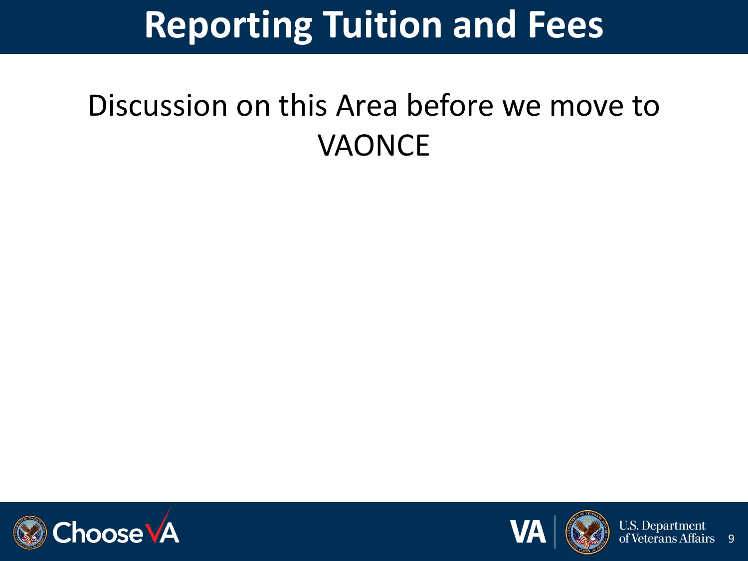# Reporting Tuition and Fees

Discussion on this Area before we move to VAONCE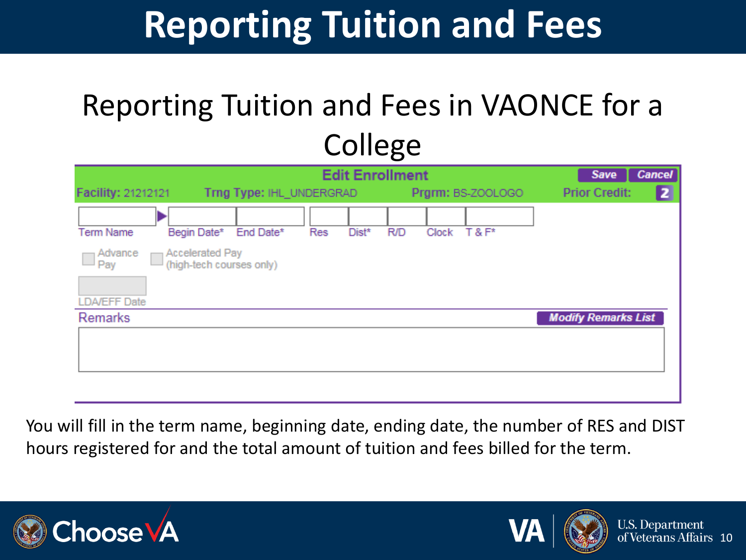# Reporting Tuition and Fees

## Reporting Tuition and Fees in VAONCE for a College

**Edit Enrollment** — Save | Cancel

Facility: 21212121 | Trng Type: IHL_UNDERGRAD | Prgrm: BS-ZOOLOGO | Prior Credit: 2

| Term Name | Begin Date* | End Date* | Res | Dist* | R/D | Clock | T & F* |
|---|---|---|---|---|---|---|---|
| | | | | | | | |

- Advance Pay
- Accelerated Pay (high-tech courses only)

LDA/EFF Date

Remarks — Modify Remarks List

You will fill in the term name, beginning date, ending date, the number of RES and DIST hours registered for and the total amount of tuition and fees billed for the term.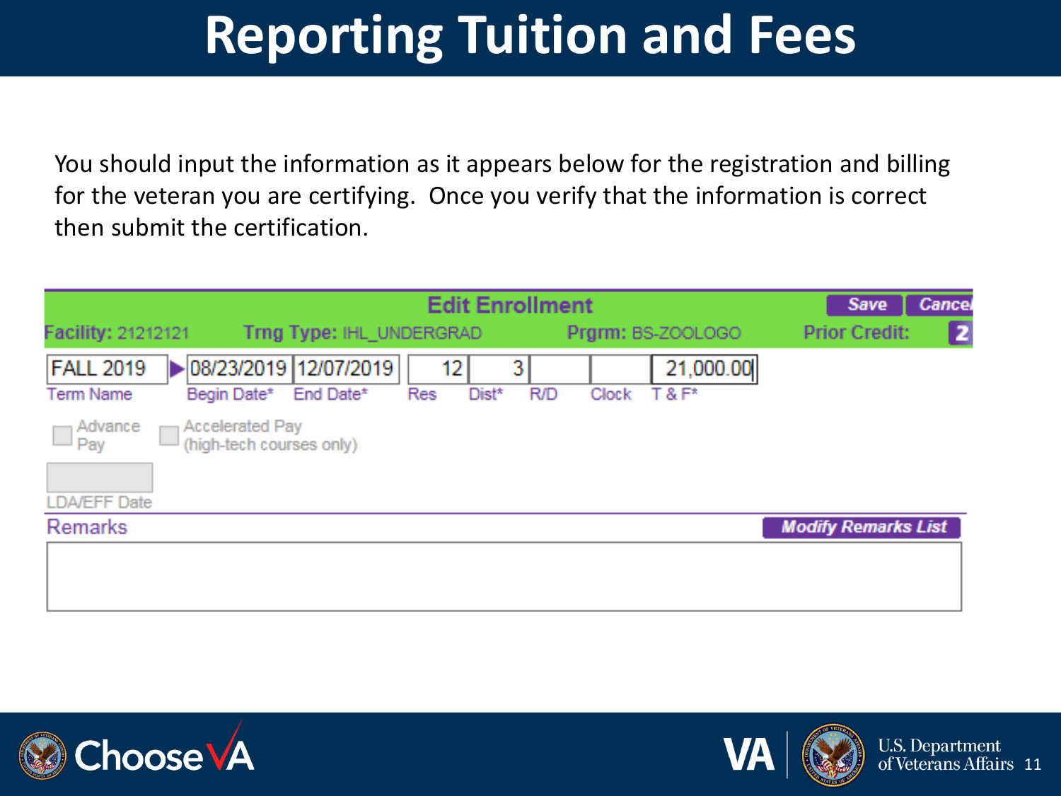# Reporting Tuition and Fees

You should input the information as it appears below for the registration and billing for the veteran you are certifying. Once you verify that the information is correct then submit the certification.

**Edit Enrollment** — Save | Cancel

Facility: 21212121 | Trng Type: IHL_UNDERGRAD | Prgrm: BS-ZOOLOGO | Prior Credit: 2

| Term Name | Begin Date* | End Date* | Res | Dist* | R/D | Clock | T & F* |
|---|---|---|---|---|---|---|---|
| FALL 2019 | 08/23/2019 | 12/07/2019 | 12 | 3 | | | 21,000.00 |

- Advance Pay
- Accelerated Pay (high-tech courses only)

LDA/EFF Date

Remarks — Modify Remarks List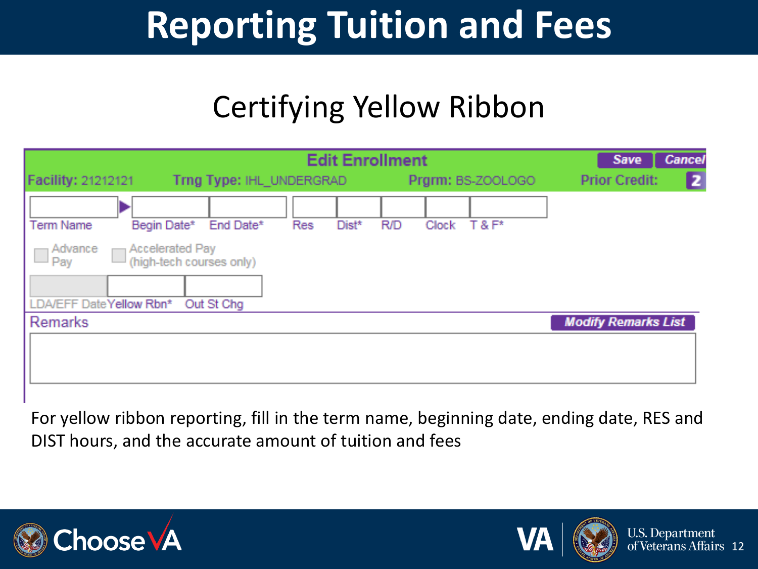# Reporting Tuition and Fees

## Certifying Yellow Ribbon

**Edit Enrollment** — Save | Cancel

**Facility:** 21212121 **Trng Type:** IHL_UNDERGRAD **Prgrm:** BS-ZOOLOGO **Prior Credit:** 2

| Term Name | Begin Date* | End Date* | Res | Dist* | R/D | Clock | T & F* |
|---|---|---|---|---|---|---|---|
| | | | | | | | |

Advance Pay

Accelerated Pay (high-tech courses only)

| LDA/EFF Date | Yellow Rbn* | Out St Chg |
|---|---|---|
| | | |

Remarks — Modify Remarks List

For yellow ribbon reporting, fill in the term name, beginning date, ending date, RES and DIST hours, and the accurate amount of tuition and fees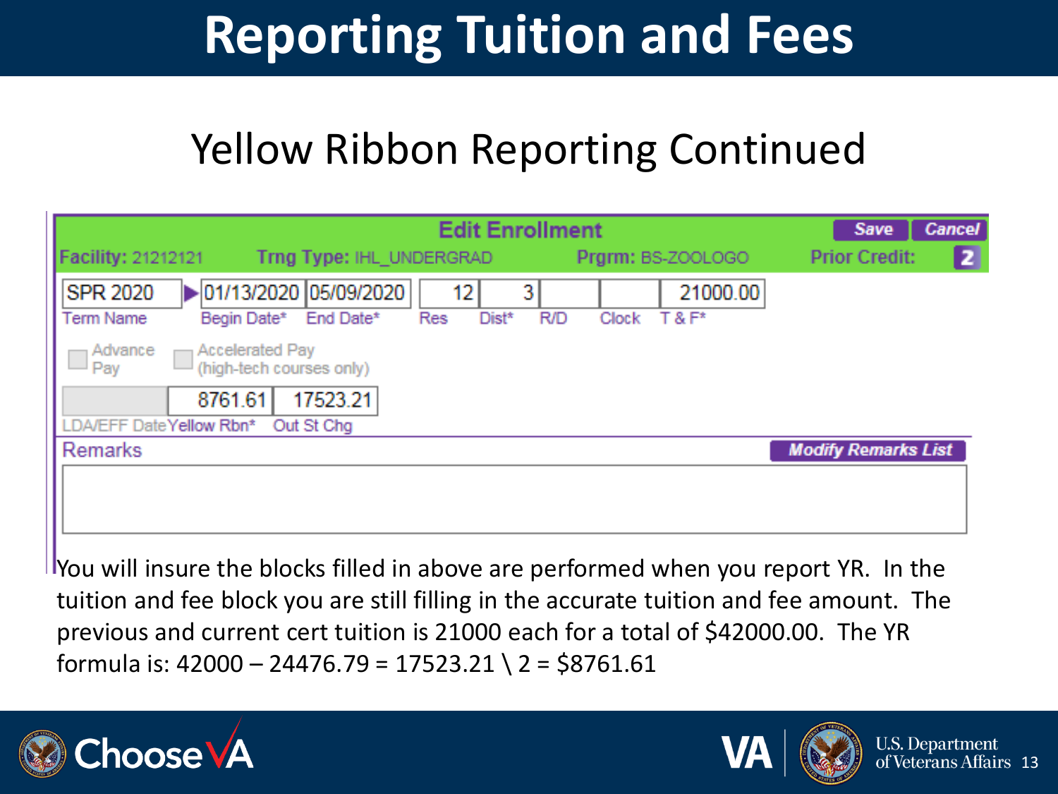# Reporting Tuition and Fees

## Yellow Ribbon Reporting Continued

**Edit Enrollment**

**Save** | **Cancel**

**Facility:** 21212121 **Trng Type:** IHL_UNDERGRAD **Prgrm:** BS-ZOOLOGO **Prior Credit:** 2

| Term Name | Begin Date* | End Date* | Res | Dist* | R/D | Clock | T & F* |
|---|---|---|---|---|---|---|---|
| SPR 2020 | 01/13/2020 | 05/09/2020 | 12 | 3 | | | 21000.00 |

Advance Pay | Accelerated Pay (high-tech courses only)

| LDA/EFF Date | Yellow Rbn* | Out St Chg |
|---|---|---|
| | 8761.61 | 17523.21 |

Remarks | **Modify Remarks List**

You will insure the blocks filled in above are performed when you report YR. In the tuition and fee block you are still filling in the accurate tuition and fee amount. The previous and current cert tuition is 21000 each for a total of $42000.00. The YR formula is: 42000 – 24476.79 = 17523.21 \ 2 = $8761.61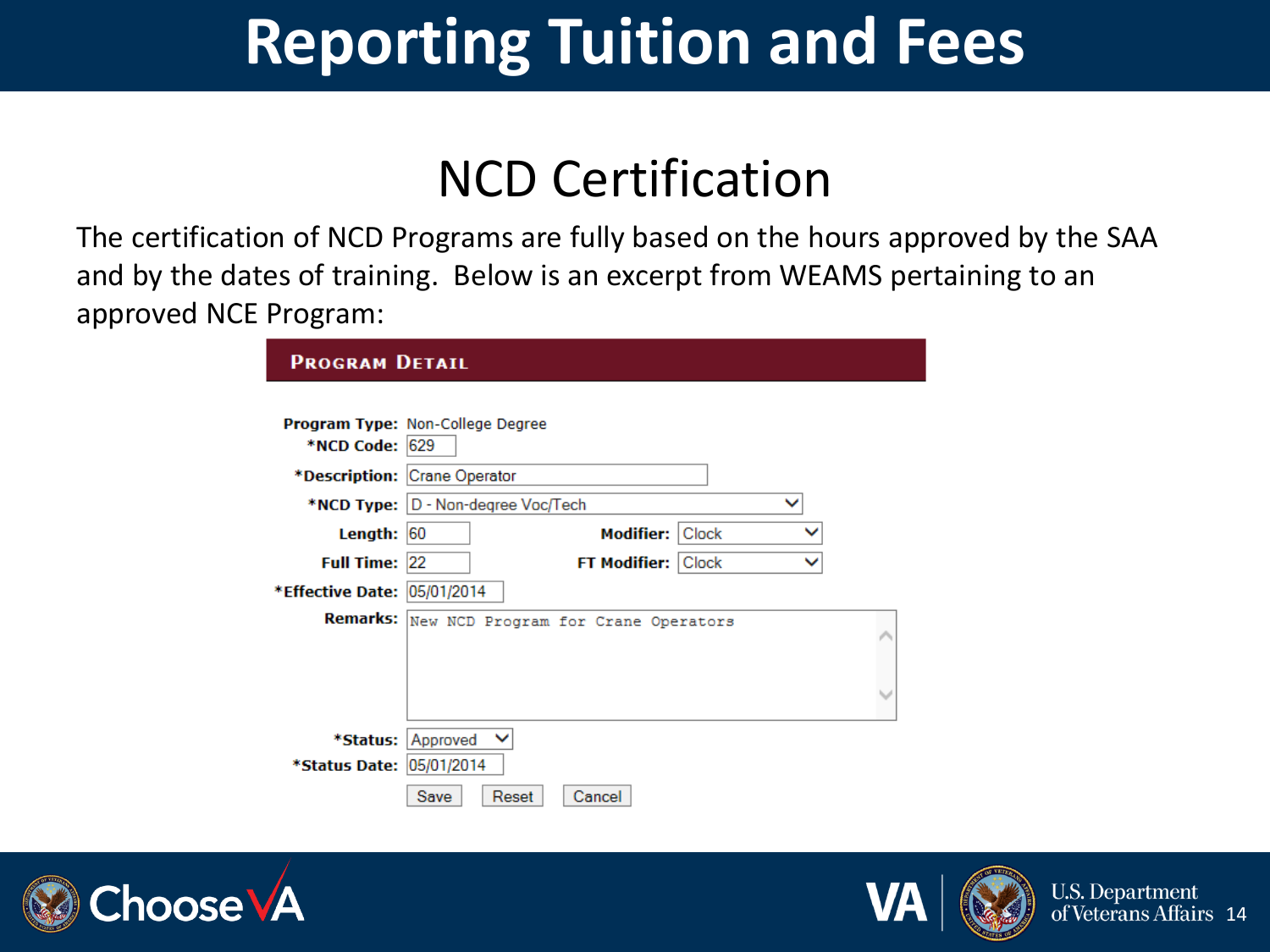# Reporting Tuition and Fees

## NCD Certification

The certification of NCD Programs are fully based on the hours approved by the SAA and by the dates of training. Below is an excerpt from WEAMS pertaining to an approved NCE Program:

**PROGRAM DETAIL**

**Program Type:** Non-College Degree

***NCD Code:** 629

***Description:** Crane Operator

***NCD Type:** D - Non-degree Voc/Tech

**Length:** 60 **Modifier:** Clock

**Full Time:** 22 **FT Modifier:** Clock

***Effective Date:** 05/01/2014

**Remarks:** New NCD Program for Crane Operators

***Status:** Approved

***Status Date:** 05/01/2014

Save Reset Cancel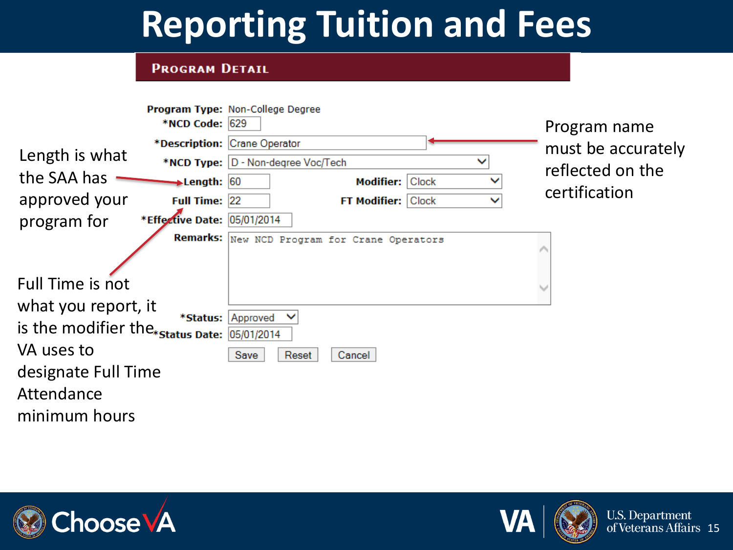# Reporting Tuition and Fees

## Program Detail

| Field | Value | Field | Value |
|---|---|---|---|
| Program Type: | Non-College Degree | | |
| *NCD Code: | 629 | | |
| *Description: | Crane Operator | | |
| *NCD Type: | D - Non-degree Voc/Tech | | |
| Length: | 60 | Modifier: | Clock |
| Full Time: | 22 | FT Modifier: | Clock |
| *Effective Date: | 05/01/2014 | | |
| Remarks: | New NCD Program for Crane Operators | | |
| *Status: | Approved | | |
| *Status Date: | 05/01/2014 | | |

Save | Reset | Cancel

Program name must be accurately reflected on the certification

Length is what the SAA has approved your program for

Full Time is not what you report, it is the modifier the VA uses to designate Full Time Attendance minimum hours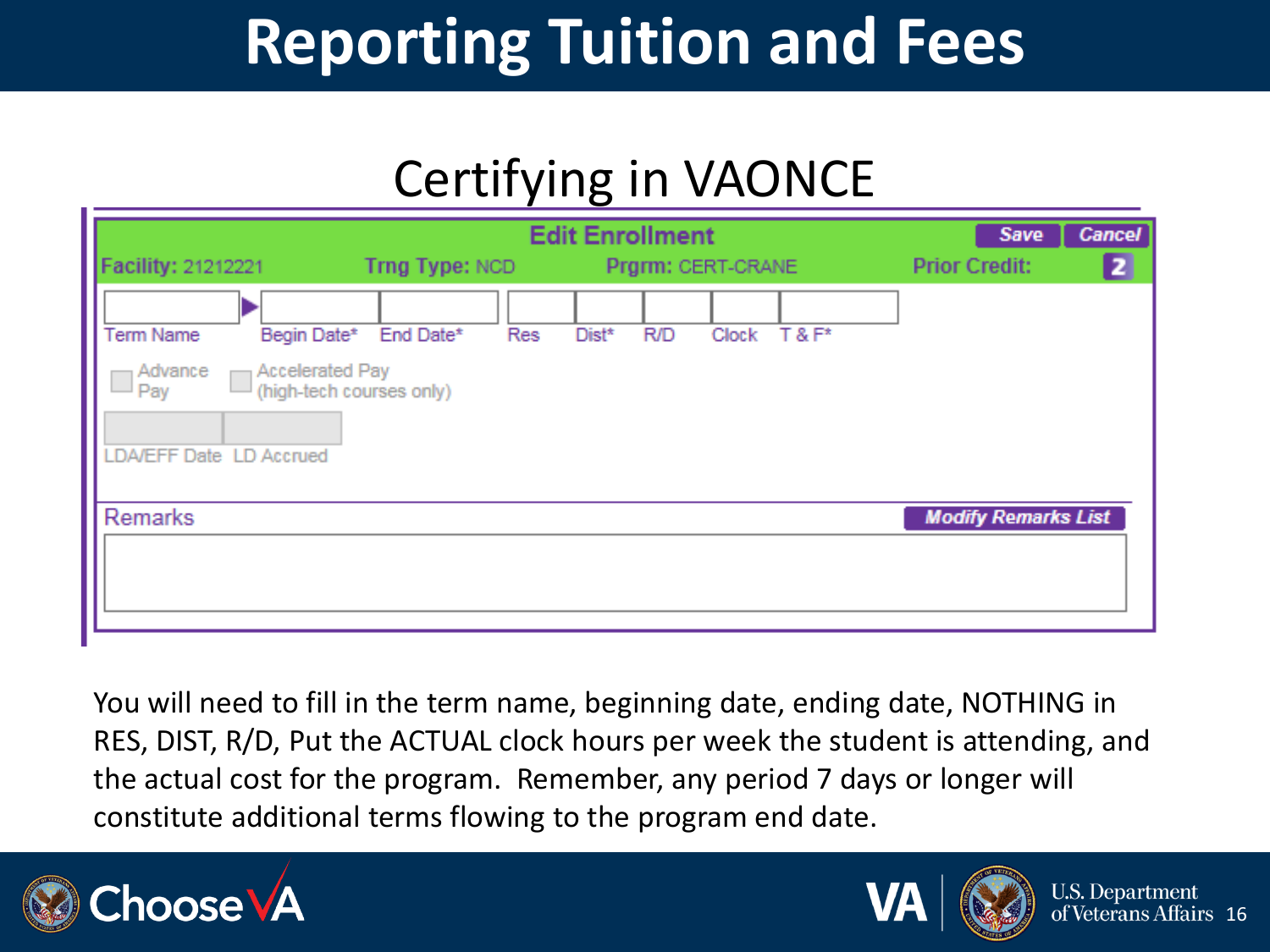# Reporting Tuition and Fees

## Certifying in VAONCE

**Edit Enrollment** — Save | Cancel

Facility: 21212221 | Trng Type: NCD | Prgrm: CERT-CRANE | Prior Credit: 2

| Term Name | Begin Date* | End Date* | Res | Dist* | R/D | Clock | T & F* |
|---|---|---|---|---|---|---|---|
| | | | | | | | |

- [ ] Advance Pay
- [ ] Accelerated Pay (high-tech courses only)

| LDA/EFF Date | LD Accrued |
|---|---|
| | |

Remarks — Modify Remarks List

You will need to fill in the term name, beginning date, ending date, NOTHING in RES, DIST, R/D, Put the ACTUAL clock hours per week the student is attending, and the actual cost for the program. Remember, any period 7 days or longer will constitute additional terms flowing to the program end date.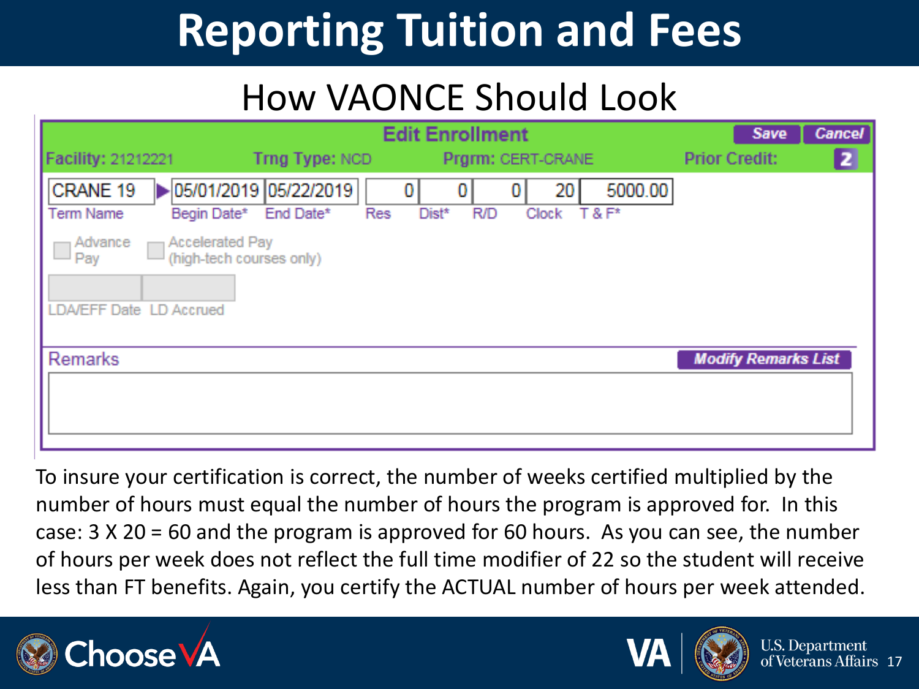# Reporting Tuition and Fees

## How VAONCE Should Look

**Edit Enrollment** | Save | Cancel

Facility: 21212221 | Trng Type: NCD | Prgrm: CERT-CRANE | Prior Credit: 2

| Term Name | Begin Date* | End Date* | Res | Dist* | R/D | Clock | T & F* |
|---|---|---|---|---|---|---|---|
| CRANE 19 | 05/01/2019 | 05/22/2019 | 0 | 0 | 0 | 20 | 5000.00 |

Advance Pay | Accelerated Pay (high-tech courses only)

LDA/EFF Date | LD Accrued

Remarks | Modify Remarks List

To insure your certification is correct, the number of weeks certified multiplied by the number of hours must equal the number of hours the program is approved for. In this case: 3 X 20 = 60 and the program is approved for 60 hours. As you can see, the number of hours per week does not reflect the full time modifier of 22 so the student will receive less than FT benefits. Again, you certify the ACTUAL number of hours per week attended.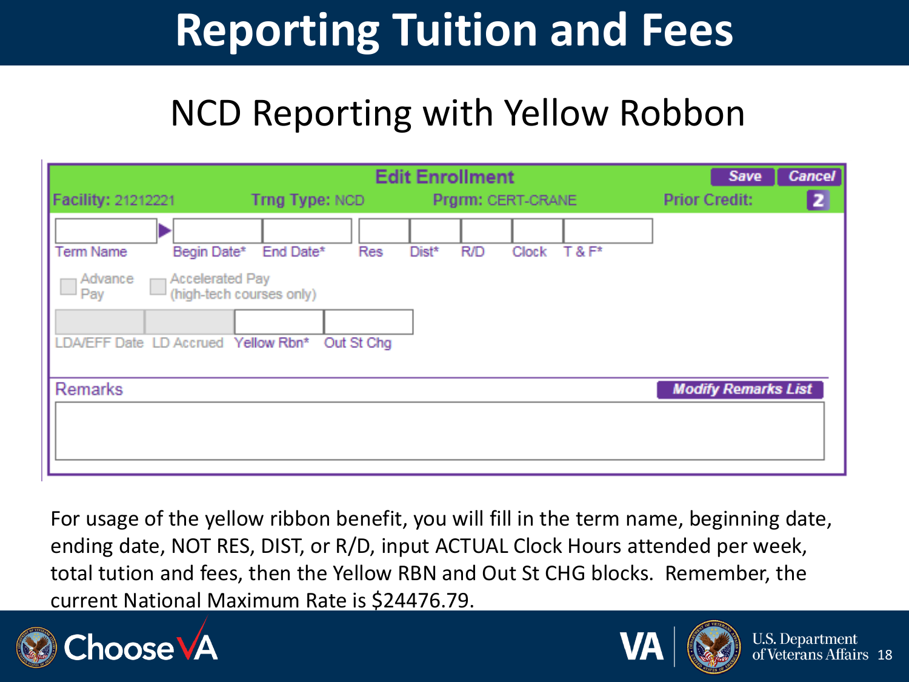# Reporting Tuition and Fees

## NCD Reporting with Yellow Robbon

**Edit Enrollment** | Save | Cancel

Facility: 21212221 | Trng Type: NCD | Prgrm: CERT-CRANE | Prior Credit: 2

| Term Name | Begin Date* | End Date* | Res | Dist* | R/D | Clock | T & F* |
|---|---|---|---|---|---|---|---|
| | | | | | | | |

- Advance Pay
- Accelerated Pay (high-tech courses only)

| LDA/EFF Date | LD Accrued | Yellow Rbn* | Out St Chg |
|---|---|---|---|
| | | | |

Remarks | Modify Remarks List

For usage of the yellow ribbon benefit, you will fill in the term name, beginning date, ending date, NOT RES, DIST, or R/D, input ACTUAL Clock Hours attended per week, total tution and fees, then the Yellow RBN and Out St CHG blocks. Remember, the current National Maximum Rate is $24476.79.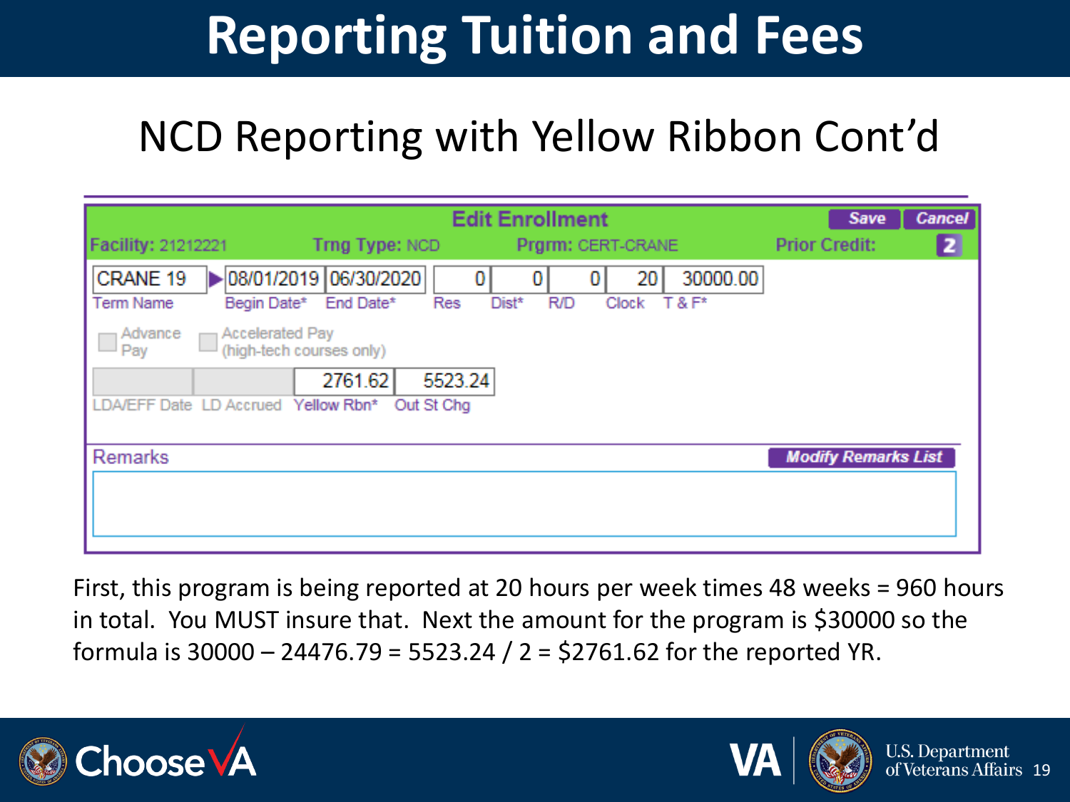# Reporting Tuition and Fees

## NCD Reporting with Yellow Ribbon Cont'd

**Edit Enrollment** | Save | Cancel

Facility: 21212221 | Trng Type: NCD | Prgrm: CERT-CRANE | Prior Credit: 2

| Term Name | Begin Date* | End Date* | Res | Dist* | R/D | Clock | T & F* |
|---|---|---|---|---|---|---|---|
| CRANE 19 | 08/01/2019 | 06/30/2020 | 0 | 0 | 0 | 20 | 30000.00 |

☐ Advance Pay ☐ Accelerated Pay (high-tech courses only)

| LDA/EFF Date | LD Accrued | Yellow Rbn* | Out St Chg |
|---|---|---|---|
| | | 2761.62 | 5523.24 |

Remarks | Modify Remarks List

First, this program is being reported at 20 hours per week times 48 weeks = 960 hours in total. You MUST insure that. Next the amount for the program is $30000 so the formula is 30000 – 24476.79 = 5523.24 / 2 = $2761.62 for the reported YR.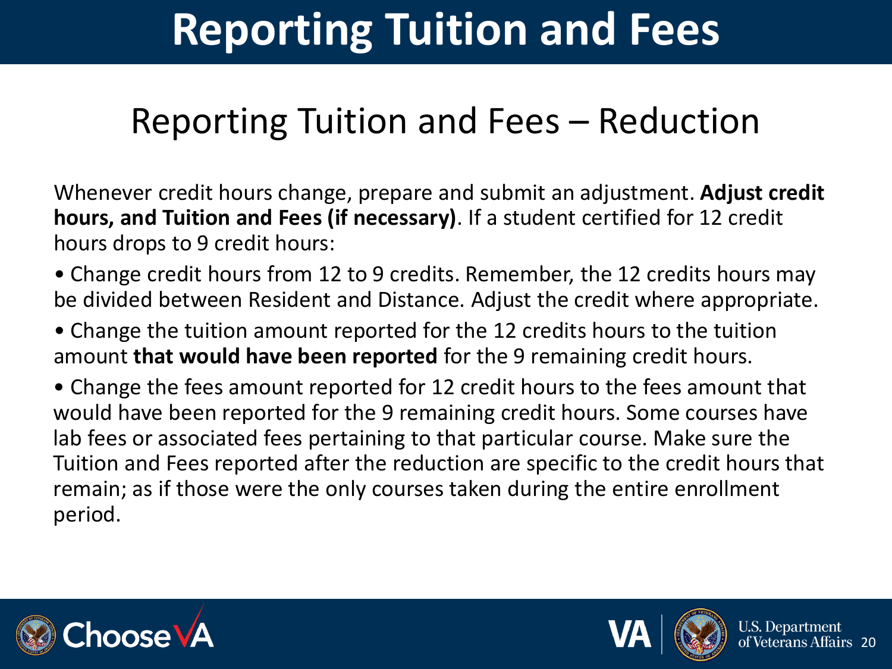# Reporting Tuition and Fees

## Reporting Tuition and Fees – Reduction

Whenever credit hours change, prepare and submit an adjustment. **Adjust credit hours, and Tuition and Fees (if necessary)**. If a student certified for 12 credit hours drops to 9 credit hours:

- Change credit hours from 12 to 9 credits. Remember, the 12 credits hours may be divided between Resident and Distance. Adjust the credit where appropriate.
- Change the tuition amount reported for the 12 credits hours to the tuition amount **that would have been reported** for the 9 remaining credit hours.
- Change the fees amount reported for 12 credit hours to the fees amount that would have been reported for the 9 remaining credit hours. Some courses have lab fees or associated fees pertaining to that particular course. Make sure the Tuition and Fees reported after the reduction are specific to the credit hours that remain; as if those were the only courses taken during the entire enrollment period.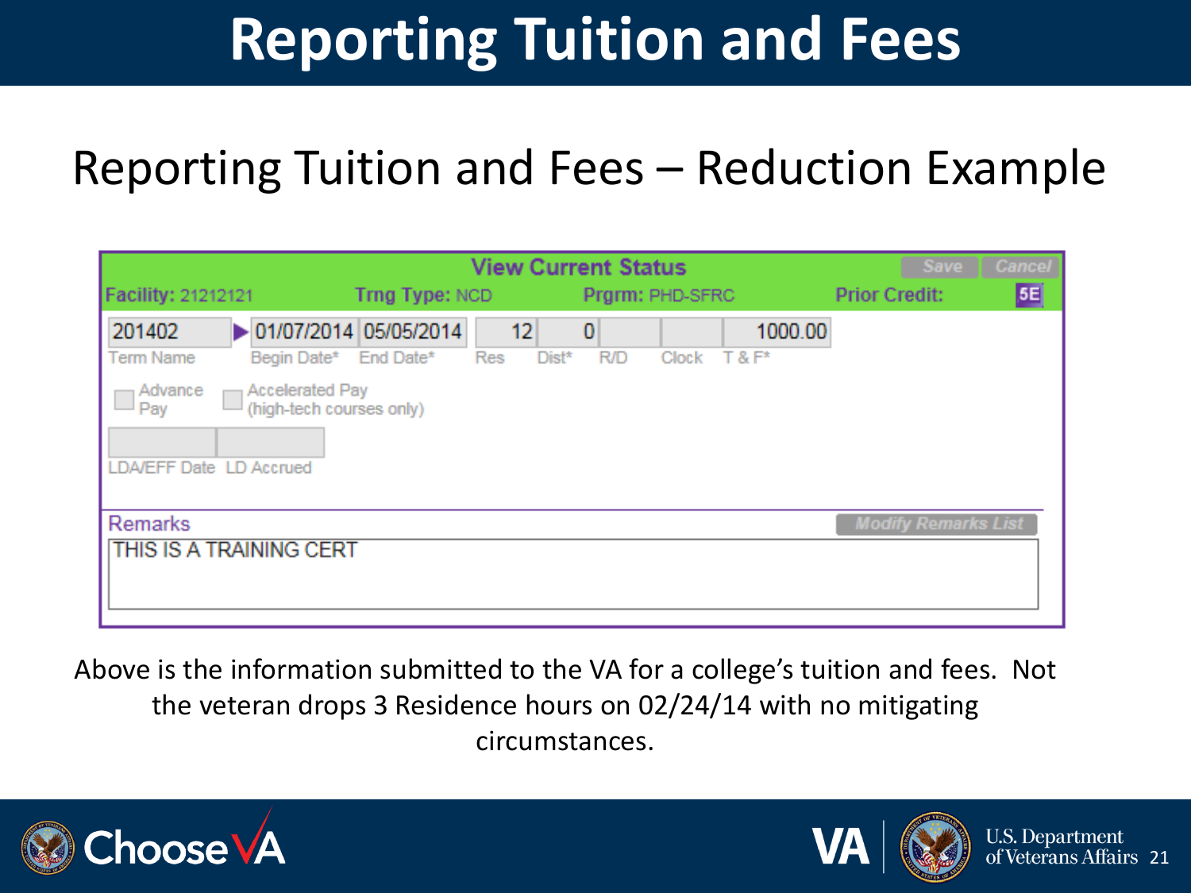# Reporting Tuition and Fees

## Reporting Tuition and Fees – Reduction Example

**View Current Status**

Save | Cancel

Facility: 21212121 &nbsp;&nbsp; Trng Type: NCD &nbsp;&nbsp; Prgrm: PHD-SFRC &nbsp;&nbsp; Prior Credit: 5E

| Term Name | Begin Date* | End Date* | Res | Dist* | R/D | Clock | T & F* |
|---|---|---|---|---|---|---|---|
| 201402 | 01/07/2014 | 05/05/2014 | 12 | 0 | | | 1000.00 |

Advance Pay &nbsp;&nbsp; Accelerated Pay (high-tech courses only)

LDA/EFF Date &nbsp;&nbsp; LD Accrued

Remarks &nbsp;&nbsp; Modify Remarks List

THIS IS A TRAINING CERT

Above is the information submitted to the VA for a college's tuition and fees. Not the veteran drops 3 Residence hours on 02/24/14 with no mitigating circumstances.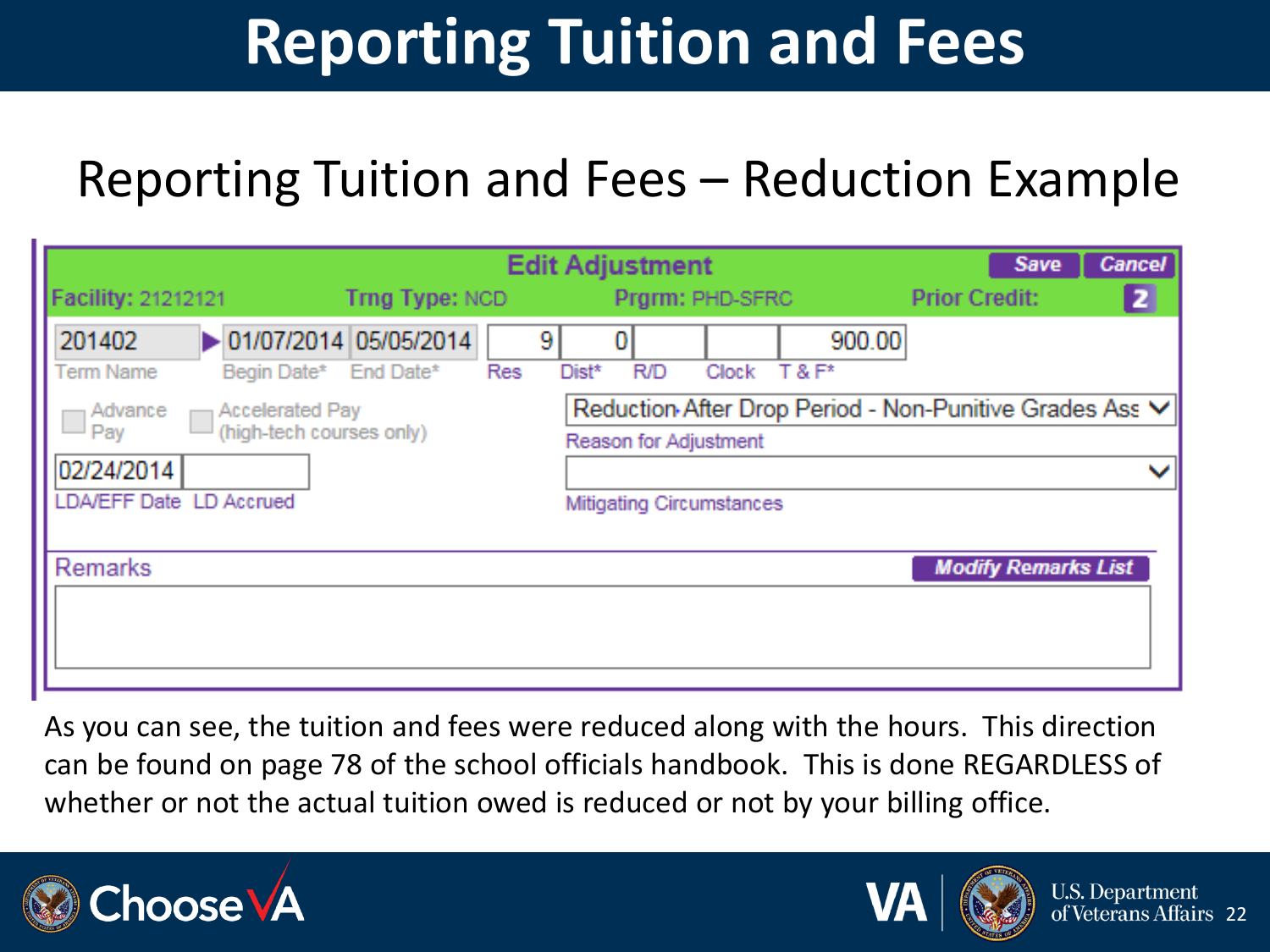# Reporting Tuition and Fees

## Reporting Tuition and Fees – Reduction Example

**Edit Adjustment** — Save | Cancel

Facility: 21212121 | Trng Type: NCD | Prgrm: PHD-SFRC | Prior Credit: 2

| Term Name | Begin Date* | End Date* | Res | Dist* | R/D | Clock | T & F* |
|---|---|---|---|---|---|---|---|
| 201402 | 01/07/2014 | 05/05/2014 | 9 | 0 | | | 900.00 |

- Advance Pay
- Accelerated Pay (high-tech courses only)

Reason for Adjustment: Reduction After Drop Period - Non-Punitive Grades Ass

Mitigating Circumstances:

LDA/EFF Date: 02/24/2014 | LD Accrued:

Remarks — Modify Remarks List

As you can see, the tuition and fees were reduced along with the hours. This direction can be found on page 78 of the school officials handbook. This is done REGARDLESS of whether or not the actual tuition owed is reduced or not by your billing office.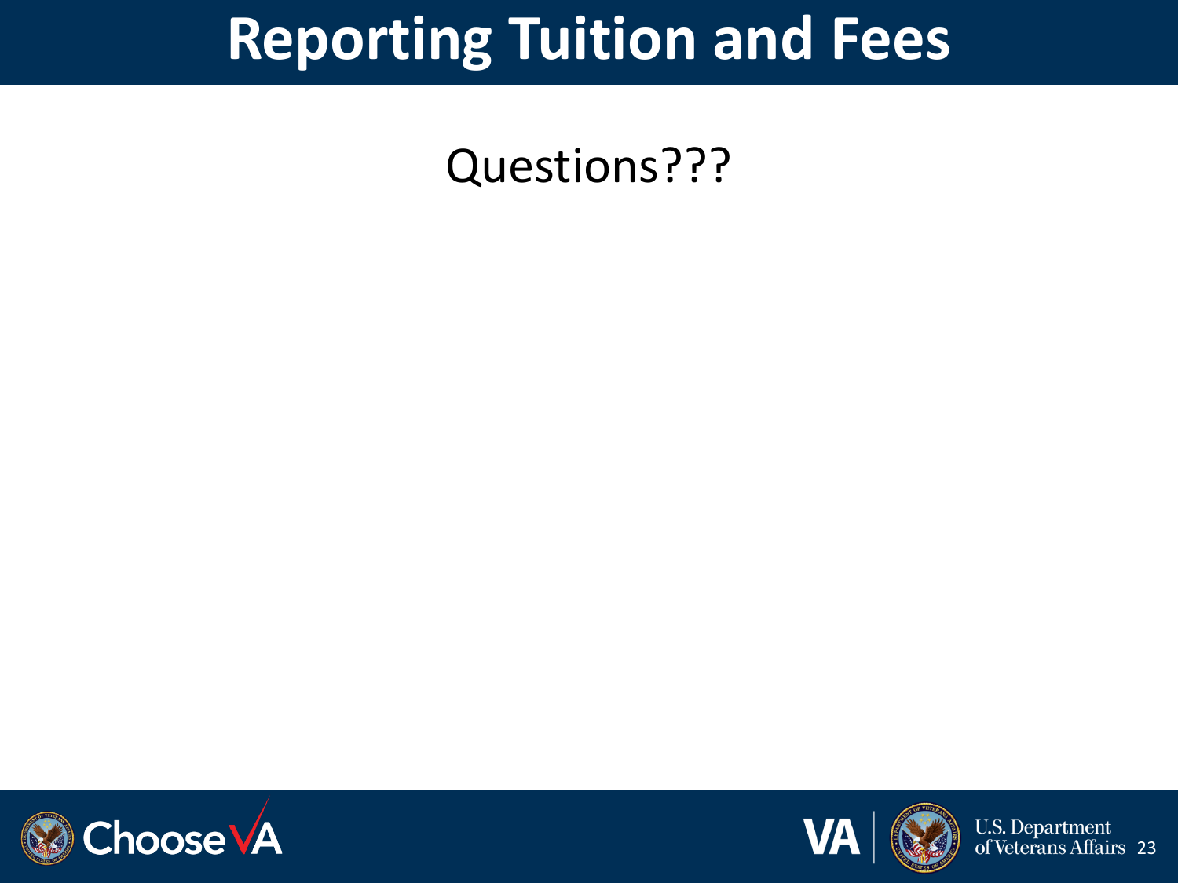# Reporting Tuition and Fees

Questions???